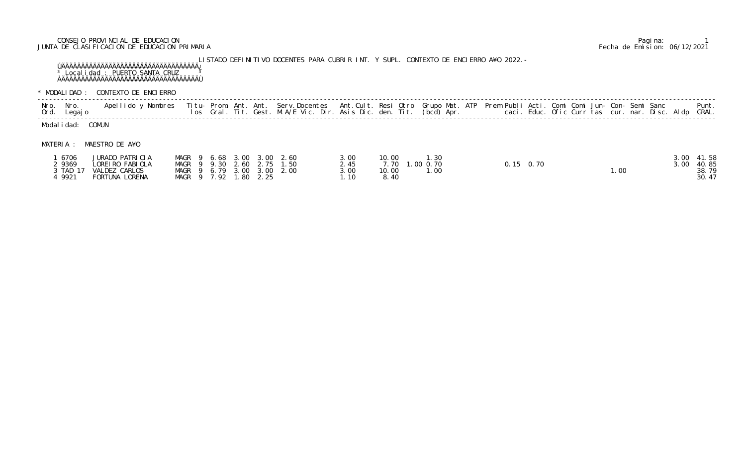CONSEJO PROVINCIAL DE EDUCACION
JUNTA DE CLASIFICACION DE EDUCACION PRIMARIA

Fecha de Emision: 06/12/2021

LISTADO DEFINITIVO DOCENTES PARA CUBRIR INT. Y SUPL. CONTEXTO DE ENCIERRO A¥O 2022.-

Localidad : PUERTO SANTA CRUZ

\* MODALIDAD : CONTEXTO DE ENCIERRO

Modalidad: COMUN

MATERIA : MAESTRO DE A¥O

| Nro. Ord. | Nro. Legajo | Apellido y Nombres | Titulos | Prom. Gral. | Ant. Tit. | Ant. Gest. | Serv.Docentes M/A/E | Vic. | Dir. | Ant. Asis | Cult. Dic. | Resi den. | Otro Tit. | Grupo (bcd) | Mat. Apr. | ATP | Prem | Publi caci. | Acti. Educ. | Comi Ofic | Comi Curr | Jun- tas | Con- cur. | Semi nar. | Sanc Disc. | Aldp | Punt. GRAL. |
|---|---|---|---|---|---|---|---|---|---|---|---|---|---|---|---|---|---|---|---|---|---|---|---|---|---|---|---|
| 1 | 6706 | JURADO PATRICIA | MAGR 9 | 6.68 | 3.00 | 3.00 | 2.60 | | | 3.00 | | 10.00 | | 1.30 | | | | | | | | | | | | 3.00 | 41.58 |
| 2 | 9369 | LOREIRO FABIOLA | MAGR 9 | 9.30 | 2.60 | 2.75 | 1.50 | | | 2.45 | | 7.70 | 1.00 | 0.70 | | | | 0.15 | 0.70 | | | | | | | 3.00 | 40.85 |
| 3 | TAD 17 | VALDEZ CARLOS | MAGR 9 | 6.79 | 3.00 | 3.00 | 2.00 | | | 3.00 | | 10.00 | | 1.00 | | | | | | | | | 1.00 | | | | 38.79 |
| 4 | 9921 | FORTUNA LORENA | MAGR 9 | 7.92 | 1.80 | 2.25 | | | | 1.10 | | 8.40 | | | | | | | | | | | | | | | 30.47 |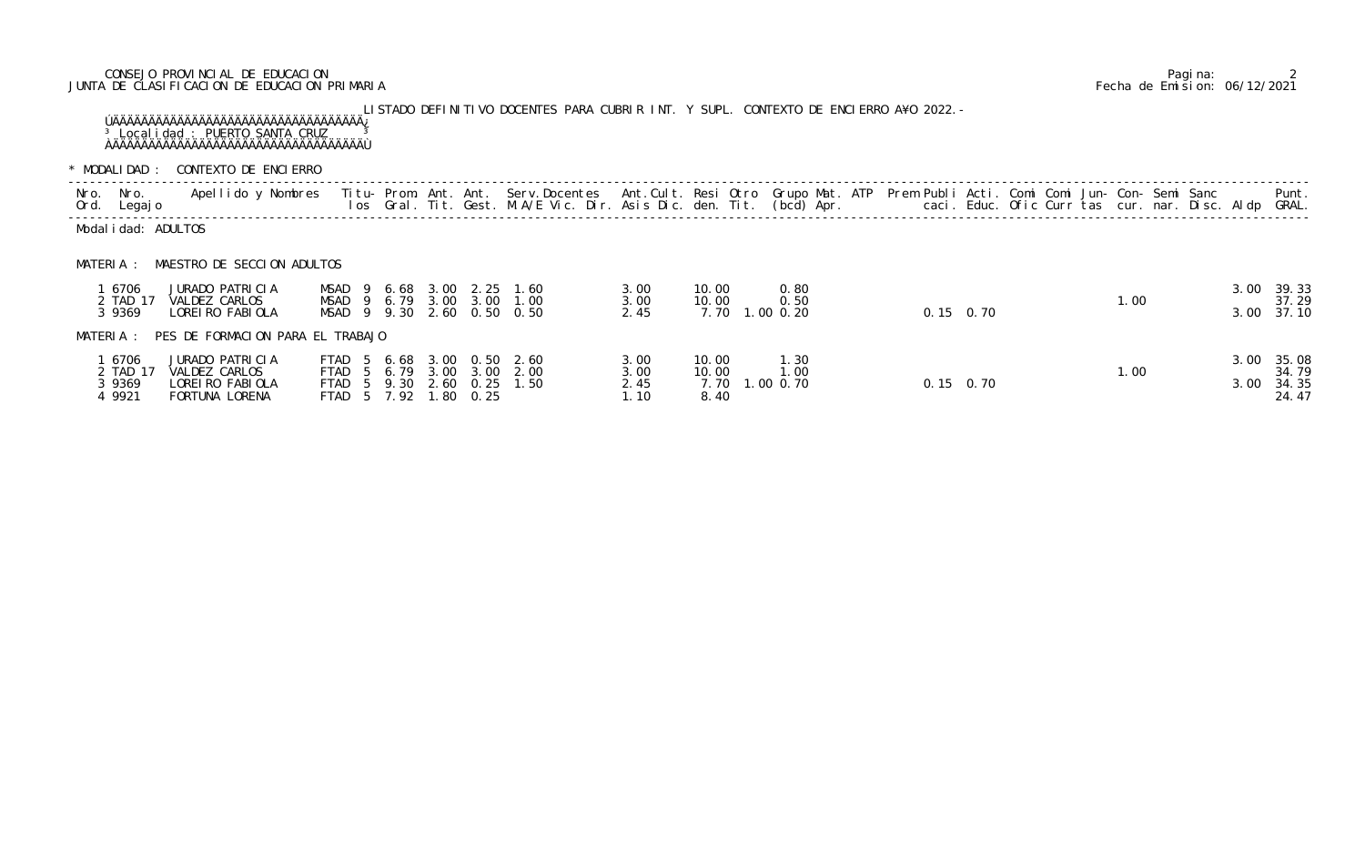CONSEJO PROVINCIAL DE EDUCACION
JUNTA DE CLASIFICACION DE EDUCACION PRIMARIA

LISTADO DEFINITIVO DOCENTES PARA CUBRIR INT. Y SUPL. CONTEXTO DE ENCIERRO A¥O 2022.-

Localidad : PUERTO SANTA CRUZ

\* MODALIDAD : CONTEXTO DE ENCIERRO

Modalidad: ADULTOS

MATERIA : MAESTRO DE SECCION ADULTOS

| Nro. Ord. | Nro. Legajo | Apellido y Nombres | Titulos | | Prom. Gral. | Ant. Tit. | Ant. Gest. | Serv. Docentes M.A/E Vic. Dir. | Ant. Cult. Asis Dic. | Resi den. | Otro Tit. | Grupo (bcd) | Mat. Apr. | ATP | Prem | Publi caci. | Acti. Educ. | Comi Ofic | Comi Curr | Jun-tas | Con-cur. | Semi nar. | Sanc Disc. | Aldp | Punt. GRAL. |
|---|---|---|---|---|---|---|---|---|---|---|---|---|---|---|---|---|---|---|---|---|---|---|---|---|---|
| 1 | 6706 | JURADO PATRICIA | MSAD | 9 | 6.68 | 3.00 | 2.25 | 1.60 | 3.00 | 10.00 | | 0.80 | | | | | | | | | 1.00 | | | 3.00 | 39.33 |
| 2 | TAD 17 | VALDEZ CARLOS | MSAD | 9 | 6.79 | 3.00 | 3.00 | 1.00 | 3.00 | 10.00 | | 0.50 | | | | | | | | | | | | | 37.29 |
| 3 | 9369 | LOREIRO FABIOLA | MSAD | 9 | 9.30 | 2.60 | 0.50 | 0.50 | 2.45 | 7.70 | 1.00 | 0.20 | | | | 0.15 | 0.70 | | | | | | | 3.00 | 37.10 |

MATERIA : PES DE FORMACION PARA EL TRABAJO

| Nro. Ord. | Nro. Legajo | Apellido y Nombres | Titulos | | Prom. Gral. | Ant. Tit. | Ant. Gest. | Serv. Docentes M.A/E Vic. Dir. | Ant. Cult. Asis Dic. | Resi den. | Otro Tit. | Grupo (bcd) | Mat. Apr. | ATP | Prem | Publi caci. | Acti. Educ. | Comi Ofic | Comi Curr | Jun-tas | Con-cur. | Semi nar. | Sanc Disc. | Aldp | Punt. GRAL. |
|---|---|---|---|---|---|---|---|---|---|---|---|---|---|---|---|---|---|---|---|---|---|---|---|---|---|
| 1 | 6706 | JURADO PATRICIA | FTAD | 5 | 6.68 | 3.00 | 0.50 | 2.60 | 3.00 | 10.00 | | 1.30 | | | | | | | | | 1.00 | | | 3.00 | 35.08 |
| 2 | TAD 17 | VALDEZ CARLOS | FTAD | 5 | 6.79 | 3.00 | 3.00 | 2.00 | 3.00 | 10.00 | | 1.00 | | | | | | | | | | | | | 34.79 |
| 3 | 9369 | LOREIRO FABIOLA | FTAD | 5 | 9.30 | 2.60 | 0.25 | 1.50 | 2.45 | 7.70 | 1.00 | 0.70 | | | | 0.15 | 0.70 | | | | | | | 3.00 | 34.35 |
| 4 | 9921 | FORTUNA LORENA | FTAD | 5 | 7.92 | 1.80 | 0.25 | | 1.10 | 8.40 | | | | | | | | | | | | | | | 24.47 |